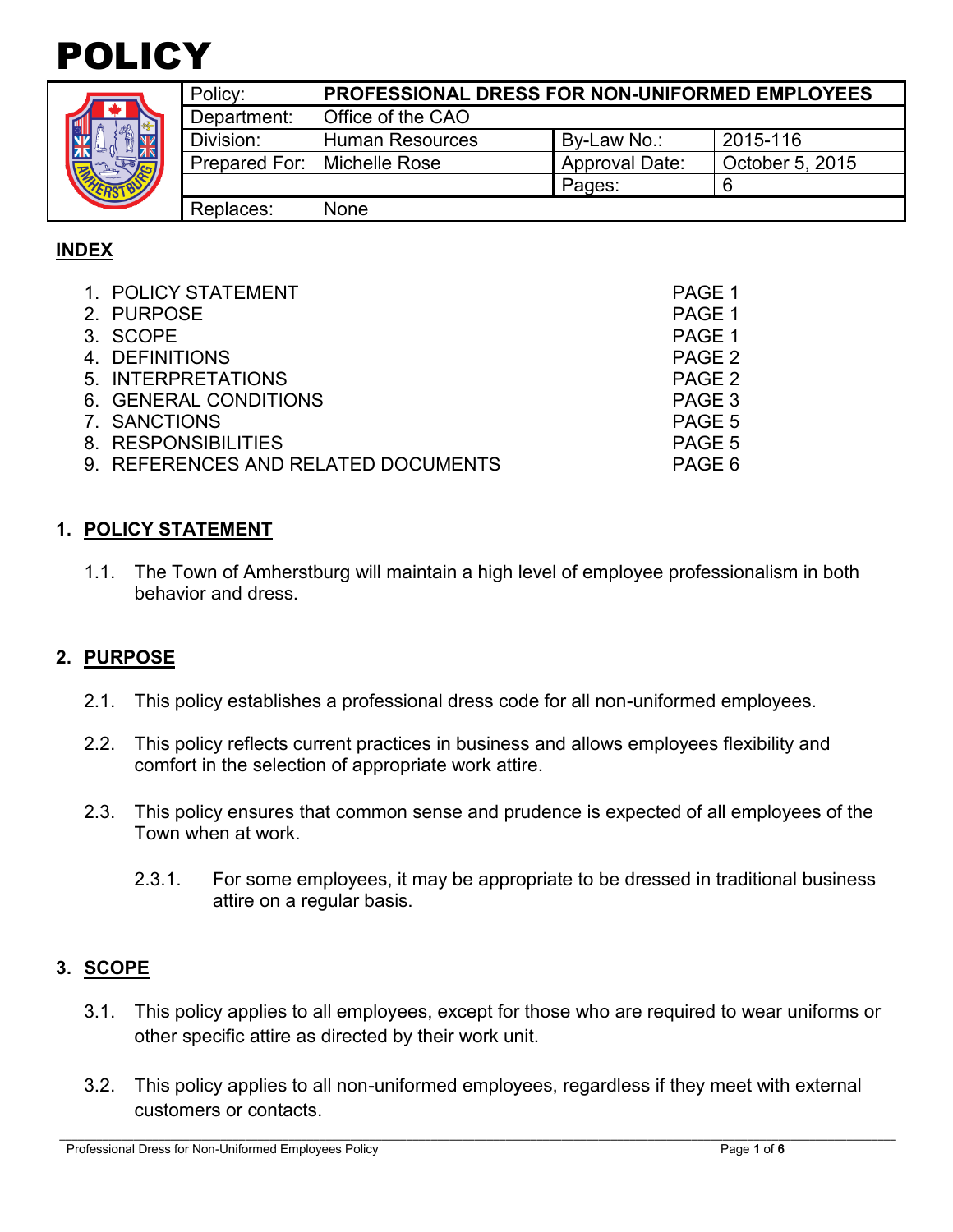# POLICY

| Policy: | PROFESSIONAL DRESS FOR NON-UNIFORMED EMPLOYEES | | |
|---|---|---|---|
| Department: | Office of the CAO | | |
| Division: | Human Resources | By-Law No.: | 2015-116 |
| Prepared For: | Michelle Rose | Approval Date: | October 5, 2015 |
| | | Pages: | 6 |
| Replaces: | None | | |

## INDEX

1. POLICY STATEMENT — PAGE 1
2. PURPOSE — PAGE 1
3. SCOPE — PAGE 1
4. DEFINITIONS — PAGE 2
5. INTERPRETATIONS — PAGE 2
6. GENERAL CONDITIONS — PAGE 3
7. SANCTIONS — PAGE 5
8. RESPONSIBILITIES — PAGE 5
9. REFERENCES AND RELATED DOCUMENTS — PAGE 6

## 1. POLICY STATEMENT

1.1. The Town of Amherstburg will maintain a high level of employee professionalism in both behavior and dress.

## 2. PURPOSE

2.1. This policy establishes a professional dress code for all non-uniformed employees.

2.2. This policy reflects current practices in business and allows employees flexibility and comfort in the selection of appropriate work attire.

2.3. This policy ensures that common sense and prudence is expected of all employees of the Town when at work.

2.3.1. For some employees, it may be appropriate to be dressed in traditional business attire on a regular basis.

## 3. SCOPE

3.1. This policy applies to all employees, except for those who are required to wear uniforms or other specific attire as directed by their work unit.

3.2. This policy applies to all non-uniformed employees, regardless if they meet with external customers or contacts.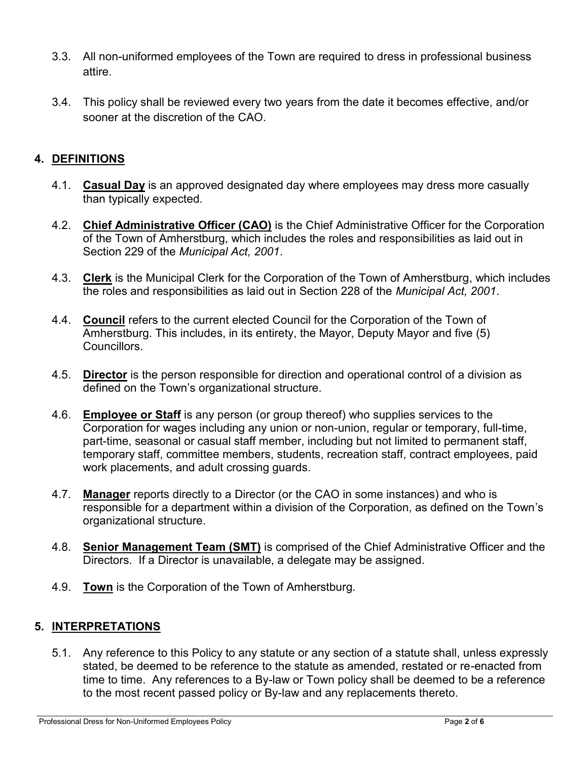3.3. All non-uniformed employees of the Town are required to dress in professional business attire.

3.4. This policy shall be reviewed every two years from the date it becomes effective, and/or sooner at the discretion of the CAO.

## 4. DEFINITIONS

4.1. **Casual Day** is an approved designated day where employees may dress more casually than typically expected.

4.2. **Chief Administrative Officer (CAO)** is the Chief Administrative Officer for the Corporation of the Town of Amherstburg, which includes the roles and responsibilities as laid out in Section 229 of the *Municipal Act, 2001*.

4.3. **Clerk** is the Municipal Clerk for the Corporation of the Town of Amherstburg, which includes the roles and responsibilities as laid out in Section 228 of the *Municipal Act, 2001*.

4.4. **Council** refers to the current elected Council for the Corporation of the Town of Amherstburg. This includes, in its entirety, the Mayor, Deputy Mayor and five (5) Councillors.

4.5. **Director** is the person responsible for direction and operational control of a division as defined on the Town's organizational structure.

4.6. **Employee or Staff** is any person (or group thereof) who supplies services to the Corporation for wages including any union or non-union, regular or temporary, full-time, part-time, seasonal or casual staff member, including but not limited to permanent staff, temporary staff, committee members, students, recreation staff, contract employees, paid work placements, and adult crossing guards.

4.7. **Manager** reports directly to a Director (or the CAO in some instances) and who is responsible for a department within a division of the Corporation, as defined on the Town's organizational structure.

4.8. **Senior Management Team (SMT)** is comprised of the Chief Administrative Officer and the Directors. If a Director is unavailable, a delegate may be assigned.

4.9. **Town** is the Corporation of the Town of Amherstburg.

## 5. INTERPRETATIONS

5.1. Any reference to this Policy to any statute or any section of a statute shall, unless expressly stated, be deemed to be reference to the statute as amended, restated or re-enacted from time to time. Any references to a By-law or Town policy shall be deemed to be a reference to the most recent passed policy or By-law and any replacements thereto.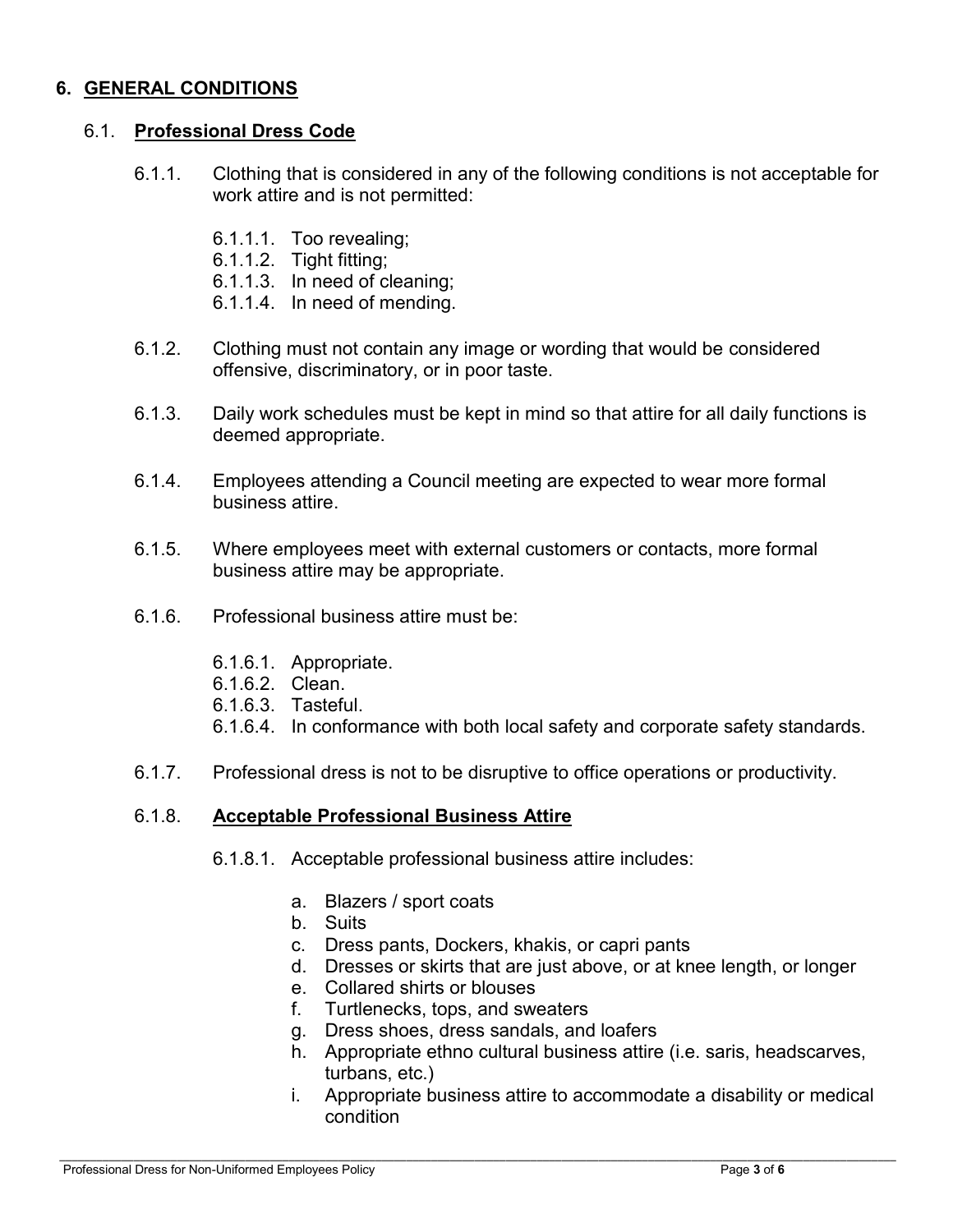# 6. GENERAL CONDITIONS

## 6.1. Professional Dress Code

6.1.1. Clothing that is considered in any of the following conditions is not acceptable for work attire and is not permitted:

- 6.1.1.1. Too revealing;
- 6.1.1.2. Tight fitting;
- 6.1.1.3. In need of cleaning;
- 6.1.1.4. In need of mending.

6.1.2. Clothing must not contain any image or wording that would be considered offensive, discriminatory, or in poor taste.

6.1.3. Daily work schedules must be kept in mind so that attire for all daily functions is deemed appropriate.

6.1.4. Employees attending a Council meeting are expected to wear more formal business attire.

6.1.5. Where employees meet with external customers or contacts, more formal business attire may be appropriate.

6.1.6. Professional business attire must be:

- 6.1.6.1. Appropriate.
- 6.1.6.2. Clean.
- 6.1.6.3. Tasteful.
- 6.1.6.4. In conformance with both local safety and corporate safety standards.

6.1.7. Professional dress is not to be disruptive to office operations or productivity.

### 6.1.8. Acceptable Professional Business Attire

6.1.8.1. Acceptable professional business attire includes:

a. Blazers / sport coats
b. Suits
c. Dress pants, Dockers, khakis, or capri pants
d. Dresses or skirts that are just above, or at knee length, or longer
e. Collared shirts or blouses
f. Turtlenecks, tops, and sweaters
g. Dress shoes, dress sandals, and loafers
h. Appropriate ethno cultural business attire (i.e. saris, headscarves, turbans, etc.)
i. Appropriate business attire to accommodate a disability or medical condition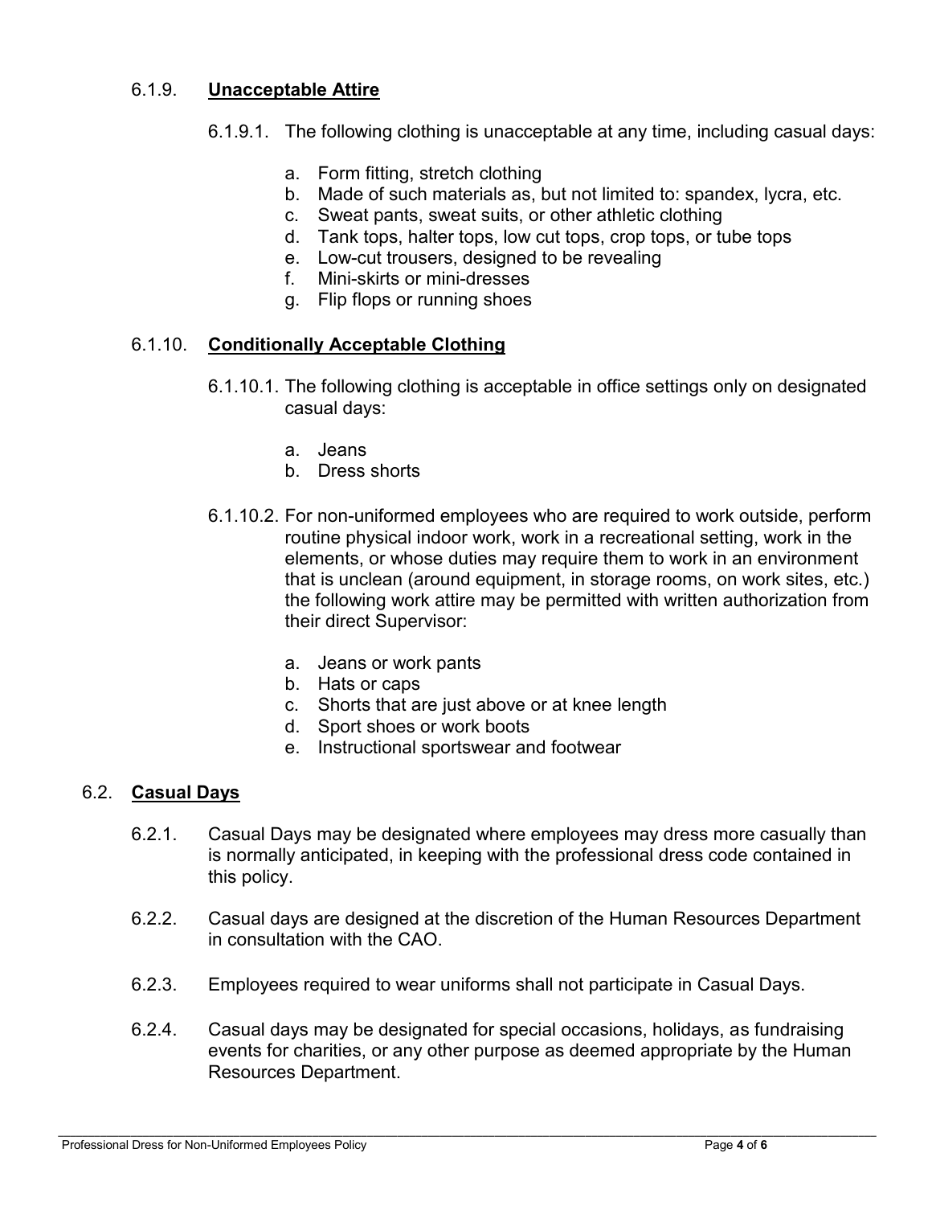#### 6.1.9. **Unacceptable Attire**

6.1.9.1. The following clothing is unacceptable at any time, including casual days:

a. Form fitting, stretch clothing
b. Made of such materials as, but not limited to: spandex, lycra, etc.
c. Sweat pants, sweat suits, or other athletic clothing
d. Tank tops, halter tops, low cut tops, crop tops, or tube tops
e. Low-cut trousers, designed to be revealing
f. Mini-skirts or mini-dresses
g. Flip flops or running shoes

#### 6.1.10. **Conditionally Acceptable Clothing**

6.1.10.1. The following clothing is acceptable in office settings only on designated casual days:

a. Jeans
b. Dress shorts

6.1.10.2. For non-uniformed employees who are required to work outside, perform routine physical indoor work, work in a recreational setting, work in the elements, or whose duties may require them to work in an environment that is unclean (around equipment, in storage rooms, on work sites, etc.) the following work attire may be permitted with written authorization from their direct Supervisor:

a. Jeans or work pants
b. Hats or caps
c. Shorts that are just above or at knee length
d. Sport shoes or work boots
e. Instructional sportswear and footwear

### 6.2. **Casual Days**

6.2.1. Casual Days may be designated where employees may dress more casually than is normally anticipated, in keeping with the professional dress code contained in this policy.

6.2.2. Casual days are designed at the discretion of the Human Resources Department in consultation with the CAO.

6.2.3. Employees required to wear uniforms shall not participate in Casual Days.

6.2.4. Casual days may be designated for special occasions, holidays, as fundraising events for charities, or any other purpose as deemed appropriate by the Human Resources Department.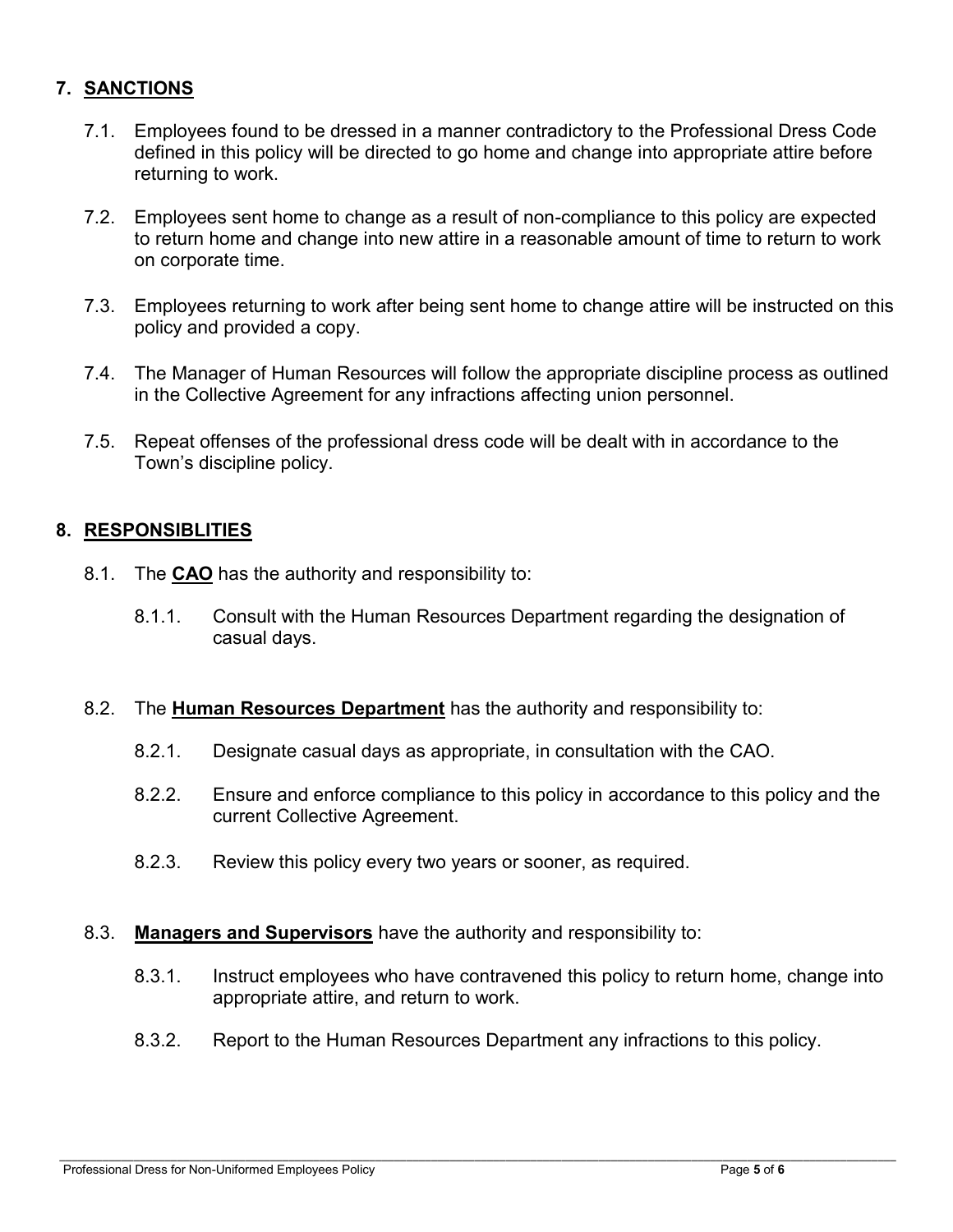## 7. SANCTIONS

7.1. Employees found to be dressed in a manner contradictory to the Professional Dress Code defined in this policy will be directed to go home and change into appropriate attire before returning to work.

7.2. Employees sent home to change as a result of non-compliance to this policy are expected to return home and change into new attire in a reasonable amount of time to return to work on corporate time.

7.3. Employees returning to work after being sent home to change attire will be instructed on this policy and provided a copy.

7.4. The Manager of Human Resources will follow the appropriate discipline process as outlined in the Collective Agreement for any infractions affecting union personnel.

7.5. Repeat offenses of the professional dress code will be dealt with in accordance to the Town's discipline policy.

## 8. RESPONSIBLITIES

8.1. The **CAO** has the authority and responsibility to:

8.1.1. Consult with the Human Resources Department regarding the designation of casual days.

8.2. The **Human Resources Department** has the authority and responsibility to:

8.2.1. Designate casual days as appropriate, in consultation with the CAO.

8.2.2. Ensure and enforce compliance to this policy in accordance to this policy and the current Collective Agreement.

8.2.3. Review this policy every two years or sooner, as required.

8.3. **Managers and Supervisors** have the authority and responsibility to:

8.3.1. Instruct employees who have contravened this policy to return home, change into appropriate attire, and return to work.

8.3.2. Report to the Human Resources Department any infractions to this policy.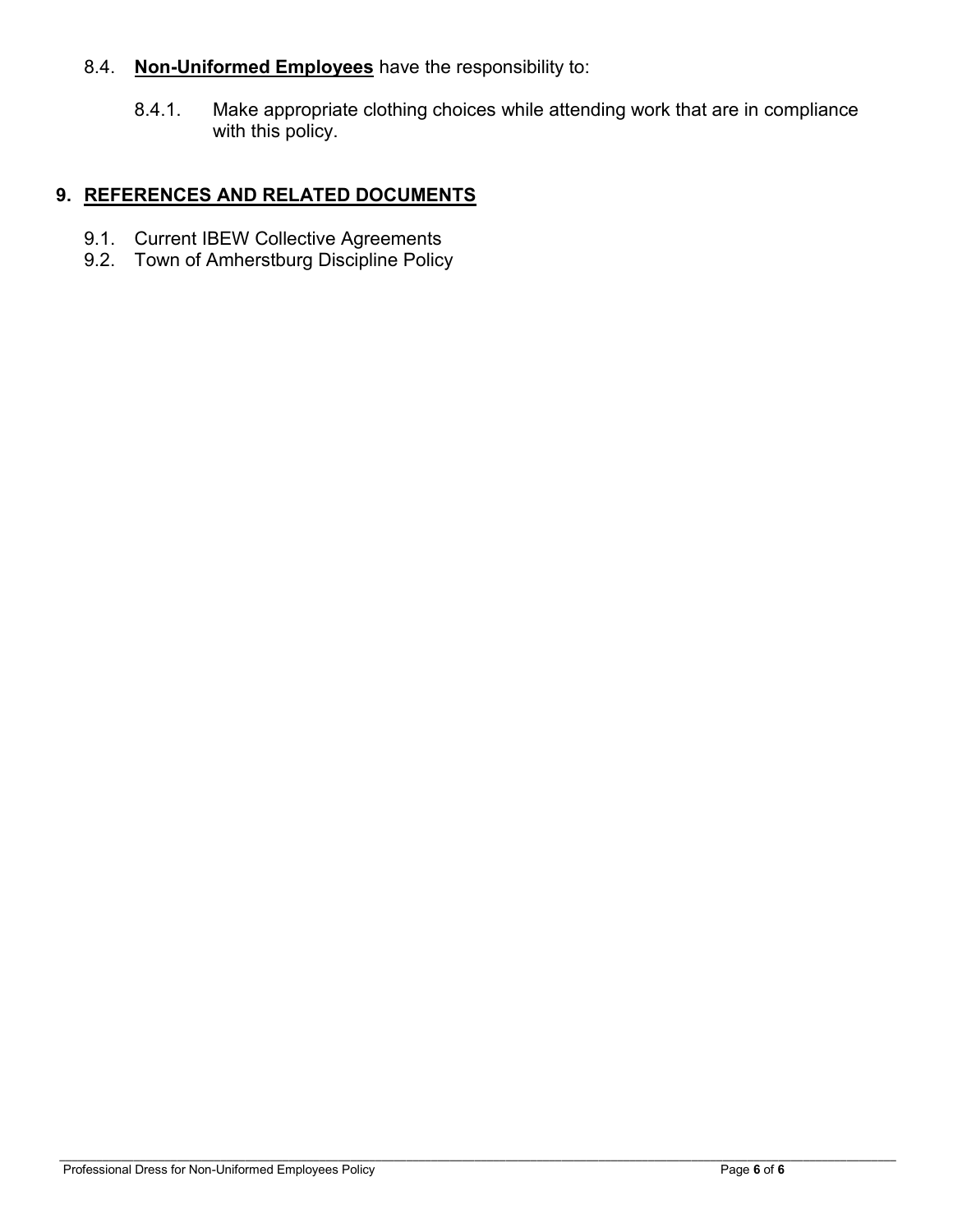8.4. **Non-Uniformed Employees** have the responsibility to:

8.4.1. Make appropriate clothing choices while attending work that are in compliance with this policy.

## 9. REFERENCES AND RELATED DOCUMENTS

9.1. Current IBEW Collective Agreements
9.2. Town of Amherstburg Discipline Policy